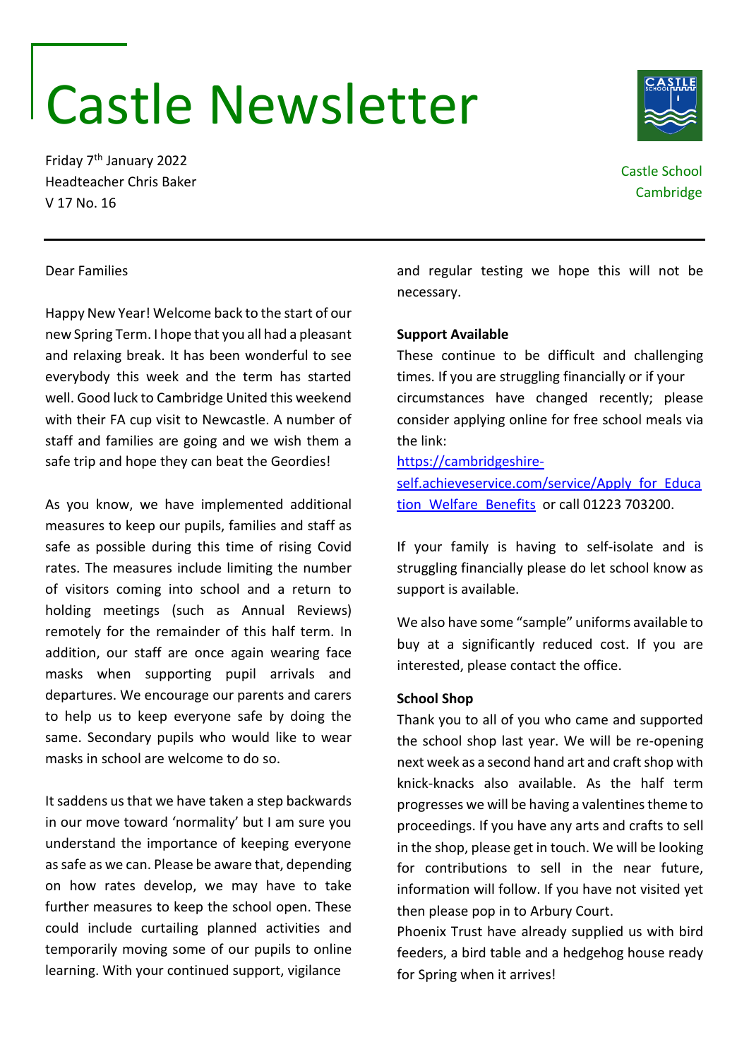# Castle Newsletter

Friday 7th January 2022
Headteacher Chris Baker
V 17 No. 16

Castle School
Cambridge

---

Dear Families

Happy New Year! Welcome back to the start of our new Spring Term. I hope that you all had a pleasant and relaxing break. It has been wonderful to see everybody this week and the term has started well. Good luck to Cambridge United this weekend with their FA cup visit to Newcastle. A number of staff and families are going and we wish them a safe trip and hope they can beat the Geordies!

As you know, we have implemented additional measures to keep our pupils, families and staff as safe as possible during this time of rising Covid rates. The measures include limiting the number of visitors coming into school and a return to holding meetings (such as Annual Reviews) remotely for the remainder of this half term. In addition, our staff are once again wearing face masks when supporting pupil arrivals and departures. We encourage our parents and carers to help us to keep everyone safe by doing the same. Secondary pupils who would like to wear masks in school are welcome to do so.

It saddens us that we have taken a step backwards in our move toward 'normality' but I am sure you understand the importance of keeping everyone as safe as we can. Please be aware that, depending on how rates develop, we may have to take further measures to keep the school open. These could include curtailing planned activities and temporarily moving some of our pupils to online learning. With your continued support, vigilance and regular testing we hope this will not be necessary.

**Support Available**

These continue to be difficult and challenging times. If you are struggling financially or if your circumstances have changed recently; please consider applying online for free school meals via the link:
[https://cambridgeshire-self.achieveservice.com/service/Apply_for_Education_Welfare_Benefits](https://cambridgeshire-self.achieveservice.com/service/Apply_for_Education_Welfare_Benefits) or call 01223 703200.

If your family is having to self-isolate and is struggling financially please do let school know as support is available.

We also have some "sample" uniforms available to buy at a significantly reduced cost. If you are interested, please contact the office.

**School Shop**

Thank you to all of you who came and supported the school shop last year. We will be re-opening next week as a second hand art and craft shop with knick-knacks also available. As the half term progresses we will be having a valentines theme to proceedings. If you have any arts and crafts to sell in the shop, please get in touch. We will be looking for contributions to sell in the near future, information will follow. If you have not visited yet then please pop in to Arbury Court.

Phoenix Trust have already supplied us with bird feeders, a bird table and a hedgehog house ready for Spring when it arrives!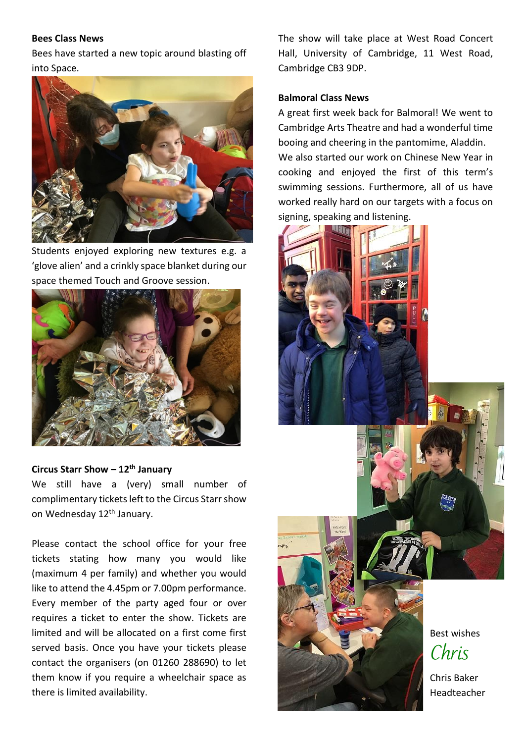**Bees Class News**

Bees have started a new topic around blasting off into Space.

Students enjoyed exploring new textures e.g. a 'glove alien' and a crinkly space blanket during our space themed Touch and Groove session.

**Circus Starr Show – 12th January**

We still have a (very) small number of complimentary tickets left to the Circus Starr show on Wednesday 12th January.

Please contact the school office for your free tickets stating how many you would like (maximum 4 per family) and whether you would like to attend the 4.45pm or 7.00pm performance. Every member of the party aged four or over requires a ticket to enter the show. Tickets are limited and will be allocated on a first come first served basis. Once you have your tickets please contact the organisers (on 01260 288690) to let them know if you require a wheelchair space as there is limited availability.

The show will take place at West Road Concert Hall, University of Cambridge, 11 West Road, Cambridge CB3 9DP.

**Balmoral Class News**

A great first week back for Balmoral! We went to Cambridge Arts Theatre and had a wonderful time booing and cheering in the pantomime, Aladdin. We also started our work on Chinese New Year in cooking and enjoyed the first of this term's swimming sessions. Furthermore, all of us have worked really hard on our targets with a focus on signing, speaking and listening.

Best wishes

*Chris*

Chris Baker
Headteacher